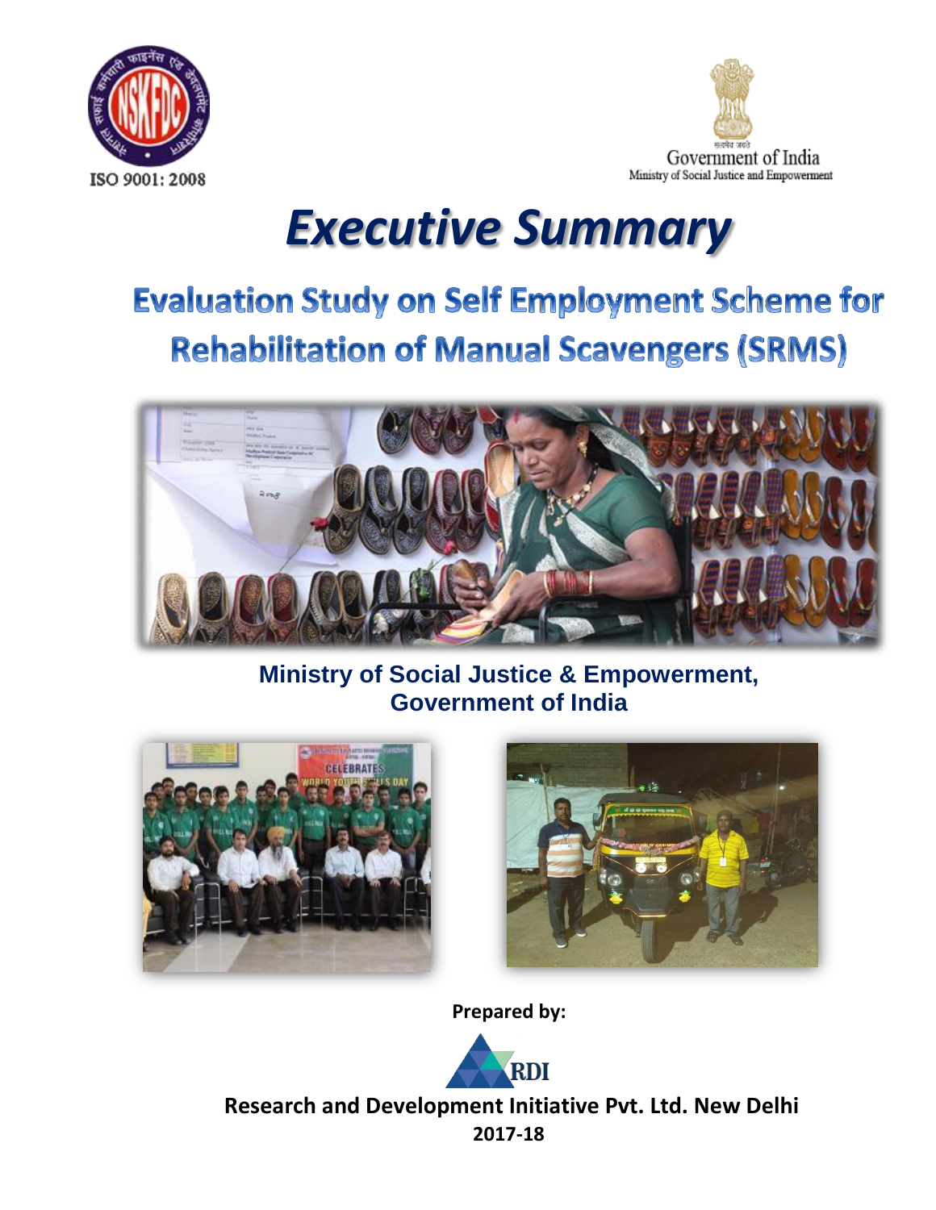ISO 9001: 2008

Government of India
Ministry of Social Justice and Empowerment

# Executive Summary

## Evaluation Study on Self Employment Scheme for Rehabilitation of Manual Scavengers (SRMS)

**Ministry of Social Justice & Empowerment, Government of India**

**Prepared by:**

**Research and Development Initiative Pvt. Ltd. New Delhi**

**2017-18**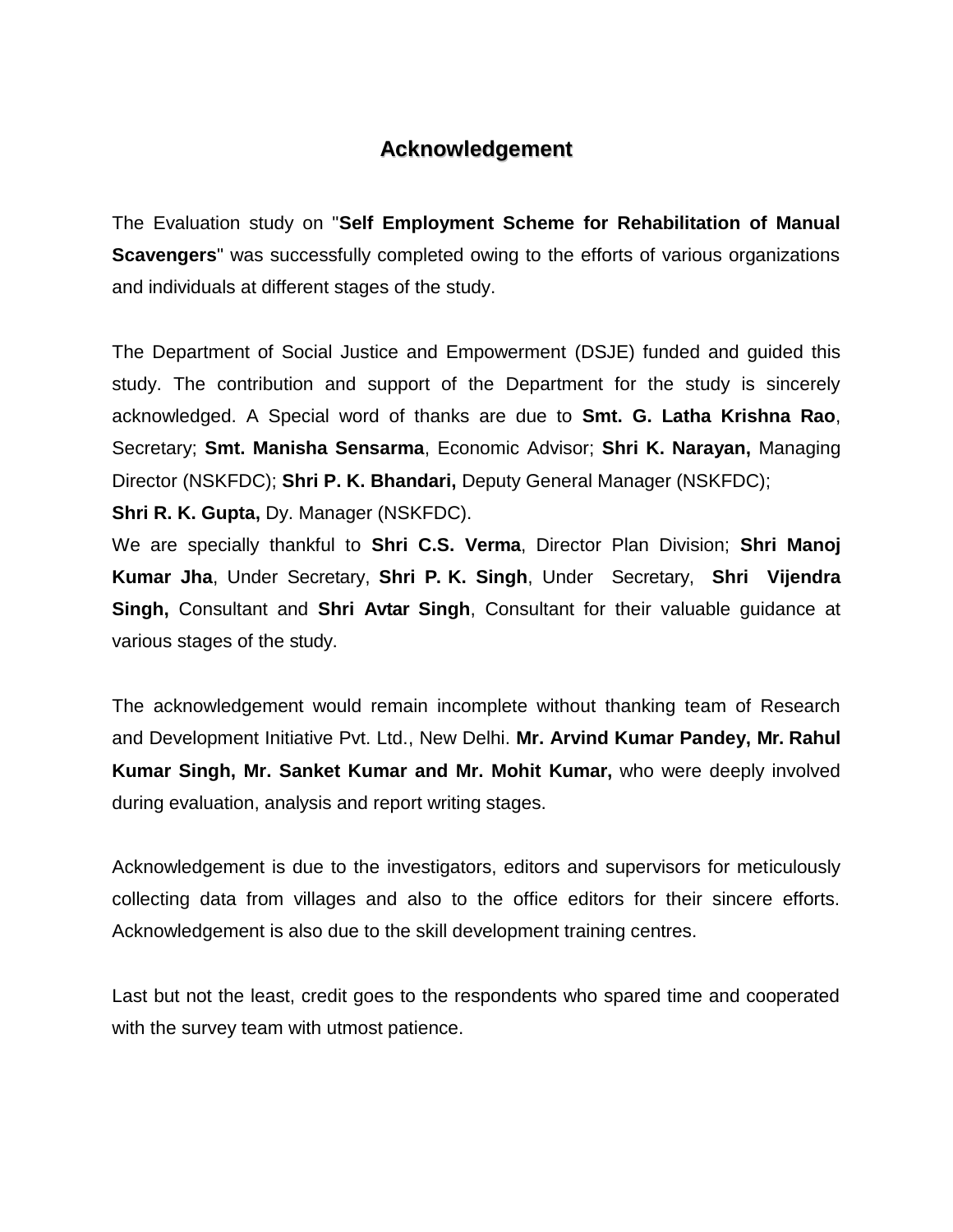# Acknowledgement

The Evaluation study on "**Self Employment Scheme for Rehabilitation of Manual Scavengers**" was successfully completed owing to the efforts of various organizations and individuals at different stages of the study.

The Department of Social Justice and Empowerment (DSJE) funded and guided this study. The contribution and support of the Department for the study is sincerely acknowledged. A Special word of thanks are due to **Smt. G. Latha Krishna Rao**, Secretary; **Smt. Manisha Sensarma**, Economic Advisor; **Shri K. Narayan,** Managing Director (NSKFDC); **Shri P. K. Bhandari,** Deputy General Manager (NSKFDC);
**Shri R. K. Gupta,** Dy. Manager (NSKFDC).
We are specially thankful to **Shri C.S. Verma**, Director Plan Division; **Shri Manoj Kumar Jha**, Under Secretary, **Shri P. K. Singh**, Under Secretary, **Shri Vijendra Singh,** Consultant and **Shri Avtar Singh**, Consultant for their valuable guidance at various stages of the study.

The acknowledgement would remain incomplete without thanking team of Research and Development Initiative Pvt. Ltd., New Delhi. **Mr. Arvind Kumar Pandey, Mr. Rahul Kumar Singh, Mr. Sanket Kumar and Mr. Mohit Kumar,** who were deeply involved during evaluation, analysis and report writing stages.

Acknowledgement is due to the investigators, editors and supervisors for meticulously collecting data from villages and also to the office editors for their sincere efforts. Acknowledgement is also due to the skill development training centres.

Last but not the least, credit goes to the respondents who spared time and cooperated with the survey team with utmost patience.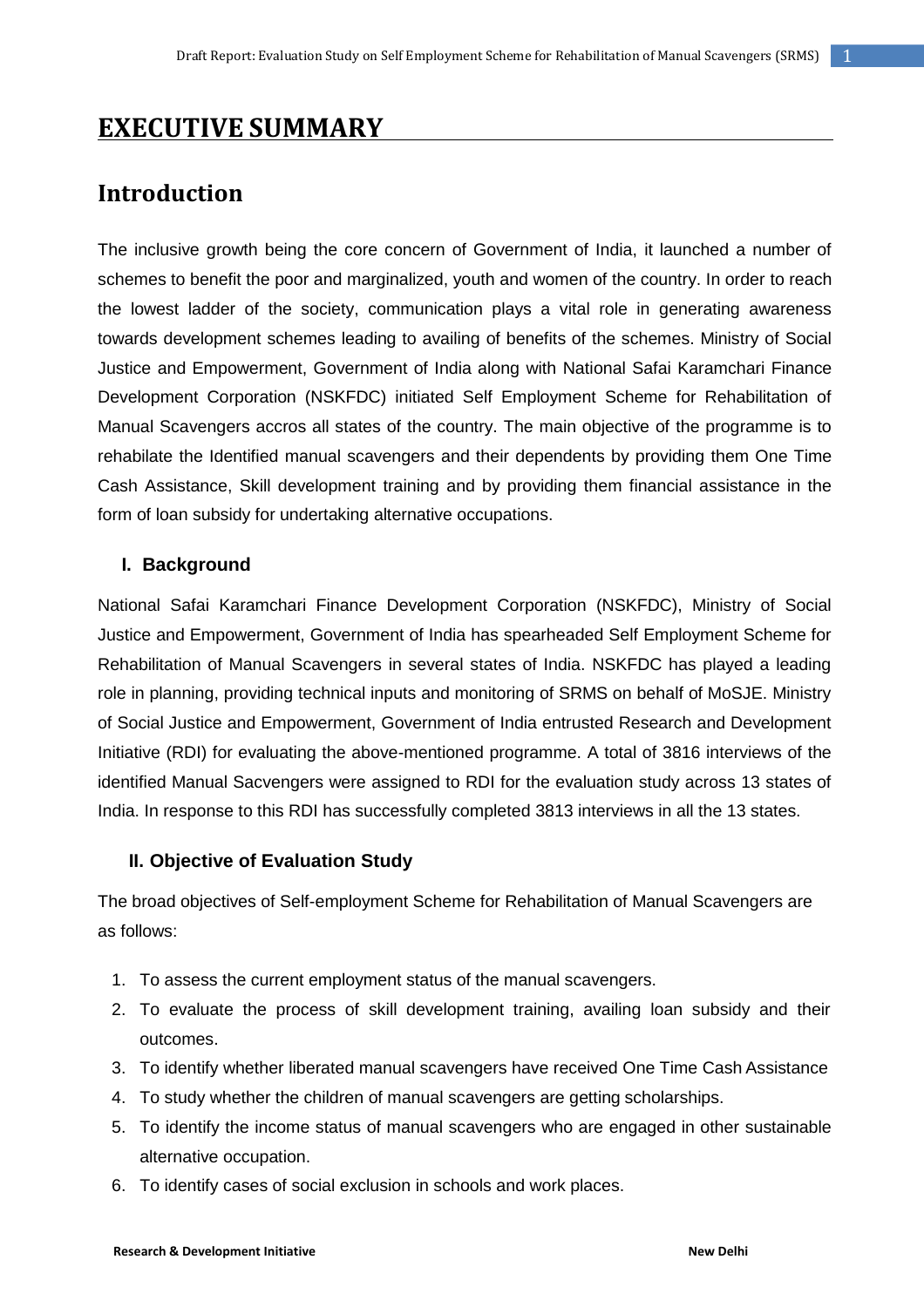# EXECUTIVE SUMMARY

## Introduction

The inclusive growth being the core concern of Government of India, it launched a number of schemes to benefit the poor and marginalized, youth and women of the country. In order to reach the lowest ladder of the society, communication plays a vital role in generating awareness towards development schemes leading to availing of benefits of the schemes. Ministry of Social Justice and Empowerment, Government of India along with National Safai Karamchari Finance Development Corporation (NSKFDC) initiated Self Employment Scheme for Rehabilitation of Manual Scavengers accros all states of the country. The main objective of the programme is to rehabilate the Identified manual scavengers and their dependents by providing them One Time Cash Assistance, Skill development training and by providing them financial assistance in the form of loan subsidy for undertaking alternative occupations.

### I. Background

National Safai Karamchari Finance Development Corporation (NSKFDC), Ministry of Social Justice and Empowerment, Government of India has spearheaded Self Employment Scheme for Rehabilitation of Manual Scavengers in several states of India. NSKFDC has played a leading role in planning, providing technical inputs and monitoring of SRMS on behalf of MoSJE. Ministry of Social Justice and Empowerment, Government of India entrusted Research and Development Initiative (RDI) for evaluating the above-mentioned programme. A total of 3816 interviews of the identified Manual Sacvengers were assigned to RDI for the evaluation study across 13 states of India. In response to this RDI has successfully completed 3813 interviews in all the 13 states.

### II. Objective of Evaluation Study

The broad objectives of Self-employment Scheme for Rehabilitation of Manual Scavengers are as follows:

1. To assess the current employment status of the manual scavengers.
2. To evaluate the process of skill development training, availing loan subsidy and their outcomes.
3. To identify whether liberated manual scavengers have received One Time Cash Assistance
4. To study whether the children of manual scavengers are getting scholarships.
5. To identify the income status of manual scavengers who are engaged in other sustainable alternative occupation.
6. To identify cases of social exclusion in schools and work places.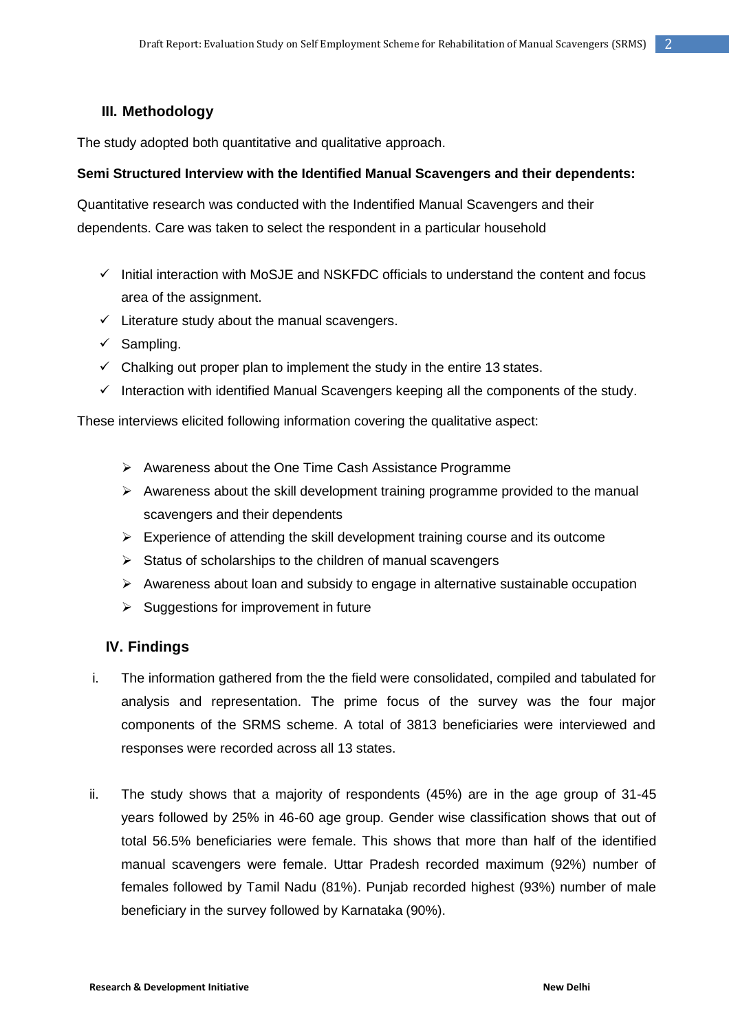## III. Methodology

The study adopted both quantitative and qualitative approach.

**Semi Structured Interview with the Identified Manual Scavengers and their dependents:**

Quantitative research was conducted with the Indentified Manual Scavengers and their dependents. Care was taken to select the respondent in a particular household

- ✓ Initial interaction with MoSJE and NSKFDC officials to understand the content and focus area of the assignment.
- ✓ Literature study about the manual scavengers.
- ✓ Sampling.
- ✓ Chalking out proper plan to implement the study in the entire 13 states.
- ✓ Interaction with identified Manual Scavengers keeping all the components of the study.

These interviews elicited following information covering the qualitative aspect:

- ➢ Awareness about the One Time Cash Assistance Programme
- ➢ Awareness about the skill development training programme provided to the manual scavengers and their dependents
- ➢ Experience of attending the skill development training course and its outcome
- ➢ Status of scholarships to the children of manual scavengers
- ➢ Awareness about loan and subsidy to engage in alternative sustainable occupation
- ➢ Suggestions for improvement in future

## IV. Findings

i. The information gathered from the the field were consolidated, compiled and tabulated for analysis and representation. The prime focus of the survey was the four major components of the SRMS scheme. A total of 3813 beneficiaries were interviewed and responses were recorded across all 13 states.

ii. The study shows that a majority of respondents (45%) are in the age group of 31-45 years followed by 25% in 46-60 age group. Gender wise classification shows that out of total 56.5% beneficiaries were female. This shows that more than half of the identified manual scavengers were female. Uttar Pradesh recorded maximum (92%) number of females followed by Tamil Nadu (81%). Punjab recorded highest (93%) number of male beneficiary in the survey followed by Karnataka (90%).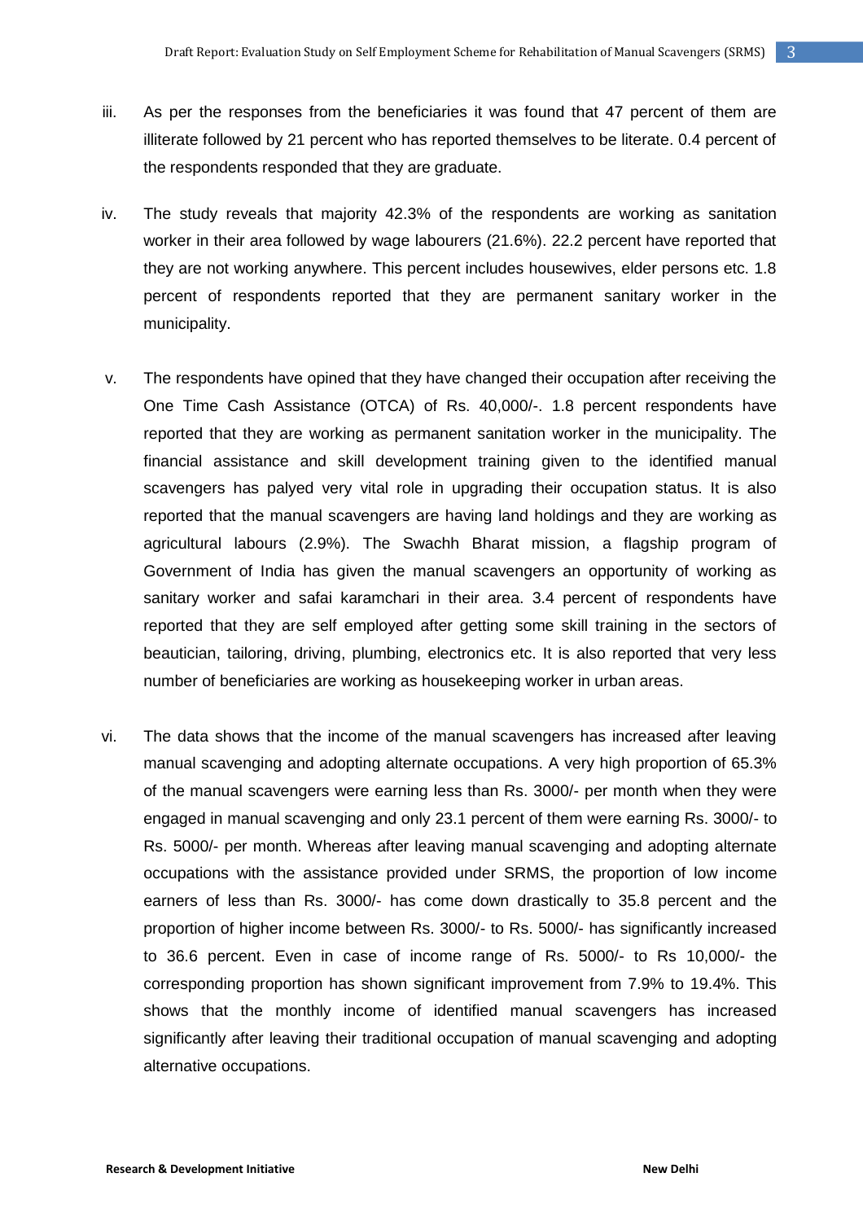iii. As per the responses from the beneficiaries it was found that 47 percent of them are illiterate followed by 21 percent who has reported themselves to be literate. 0.4 percent of the respondents responded that they are graduate.

iv. The study reveals that majority 42.3% of the respondents are working as sanitation worker in their area followed by wage labourers (21.6%). 22.2 percent have reported that they are not working anywhere. This percent includes housewives, elder persons etc. 1.8 percent of respondents reported that they are permanent sanitary worker in the municipality.

v. The respondents have opined that they have changed their occupation after receiving the One Time Cash Assistance (OTCA) of Rs. 40,000/-. 1.8 percent respondents have reported that they are working as permanent sanitation worker in the municipality. The financial assistance and skill development training given to the identified manual scavengers has palyed very vital role in upgrading their occupation status. It is also reported that the manual scavengers are having land holdings and they are working as agricultural labours (2.9%). The Swachh Bharat mission, a flagship program of Government of India has given the manual scavengers an opportunity of working as sanitary worker and safai karamchari in their area. 3.4 percent of respondents have reported that they are self employed after getting some skill training in the sectors of beautician, tailoring, driving, plumbing, electronics etc. It is also reported that very less number of beneficiaries are working as housekeeping worker in urban areas.

vi. The data shows that the income of the manual scavengers has increased after leaving manual scavenging and adopting alternate occupations. A very high proportion of 65.3% of the manual scavengers were earning less than Rs. 3000/- per month when they were engaged in manual scavenging and only 23.1 percent of them were earning Rs. 3000/- to Rs. 5000/- per month. Whereas after leaving manual scavenging and adopting alternate occupations with the assistance provided under SRMS, the proportion of low income earners of less than Rs. 3000/- has come down drastically to 35.8 percent and the proportion of higher income between Rs. 3000/- to Rs. 5000/- has significantly increased to 36.6 percent. Even in case of income range of Rs. 5000/- to Rs 10,000/- the corresponding proportion has shown significant improvement from 7.9% to 19.4%. This shows that the monthly income of identified manual scavengers has increased significantly after leaving their traditional occupation of manual scavenging and adopting alternative occupations.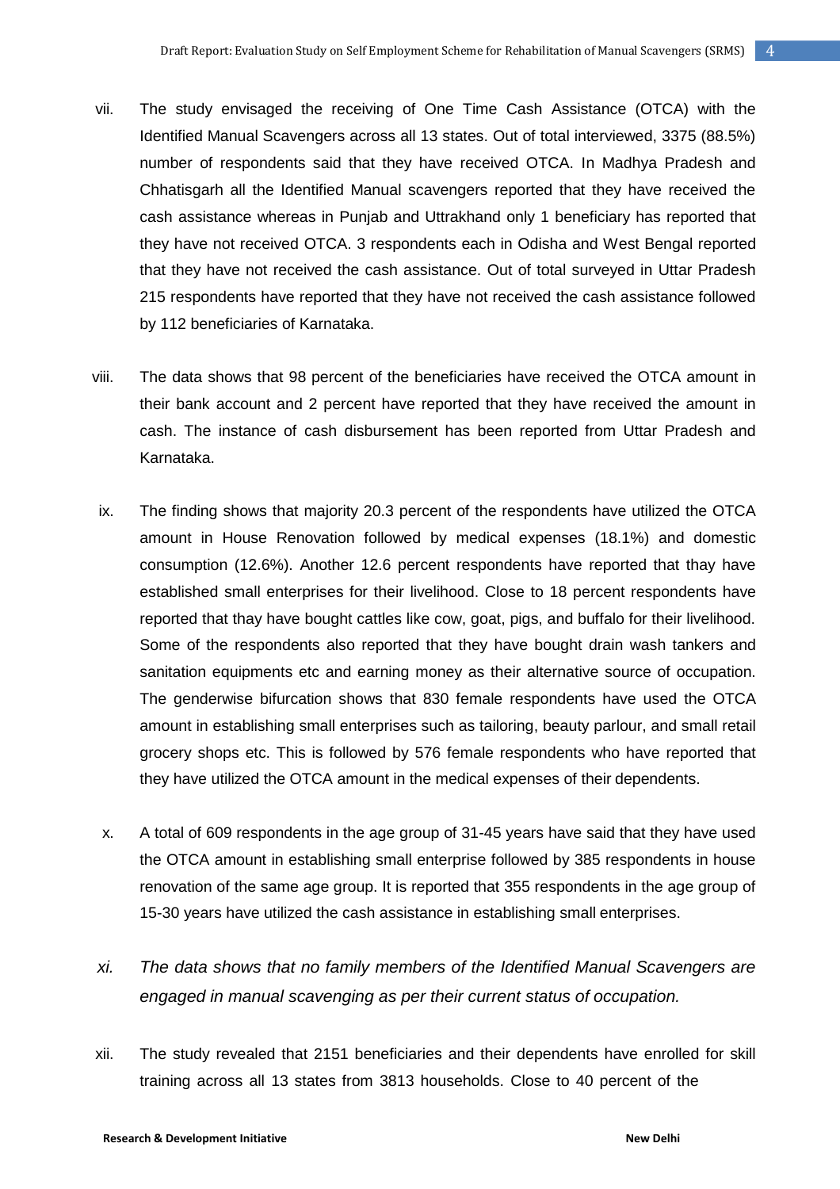vii. The study envisaged the receiving of One Time Cash Assistance (OTCA) with the Identified Manual Scavengers across all 13 states. Out of total interviewed, 3375 (88.5%) number of respondents said that they have received OTCA. In Madhya Pradesh and Chhatisgarh all the Identified Manual scavengers reported that they have received the cash assistance whereas in Punjab and Uttrakhand only 1 beneficiary has reported that they have not received OTCA. 3 respondents each in Odisha and West Bengal reported that they have not received the cash assistance. Out of total surveyed in Uttar Pradesh 215 respondents have reported that they have not received the cash assistance followed by 112 beneficiaries of Karnataka.

viii. The data shows that 98 percent of the beneficiaries have received the OTCA amount in their bank account and 2 percent have reported that they have received the amount in cash. The instance of cash disbursement has been reported from Uttar Pradesh and Karnataka.

ix. The finding shows that majority 20.3 percent of the respondents have utilized the OTCA amount in House Renovation followed by medical expenses (18.1%) and domestic consumption (12.6%). Another 12.6 percent respondents have reported that thay have established small enterprises for their livelihood. Close to 18 percent respondents have reported that thay have bought cattles like cow, goat, pigs, and buffalo for their livelihood. Some of the respondents also reported that they have bought drain wash tankers and sanitation equipments etc and earning money as their alternative source of occupation. The genderwise bifurcation shows that 830 female respondents have used the OTCA amount in establishing small enterprises such as tailoring, beauty parlour, and small retail grocery shops etc. This is followed by 576 female respondents who have reported that they have utilized the OTCA amount in the medical expenses of their dependents.

x. A total of 609 respondents in the age group of 31-45 years have said that they have used the OTCA amount in establishing small enterprise followed by 385 respondents in house renovation of the same age group. It is reported that 355 respondents in the age group of 15-30 years have utilized the cash assistance in establishing small enterprises.

*xi. The data shows that no family members of the Identified Manual Scavengers are engaged in manual scavenging as per their current status of occupation.*

xii. The study revealed that 2151 beneficiaries and their dependents have enrolled for skill training across all 13 states from 3813 households. Close to 40 percent of the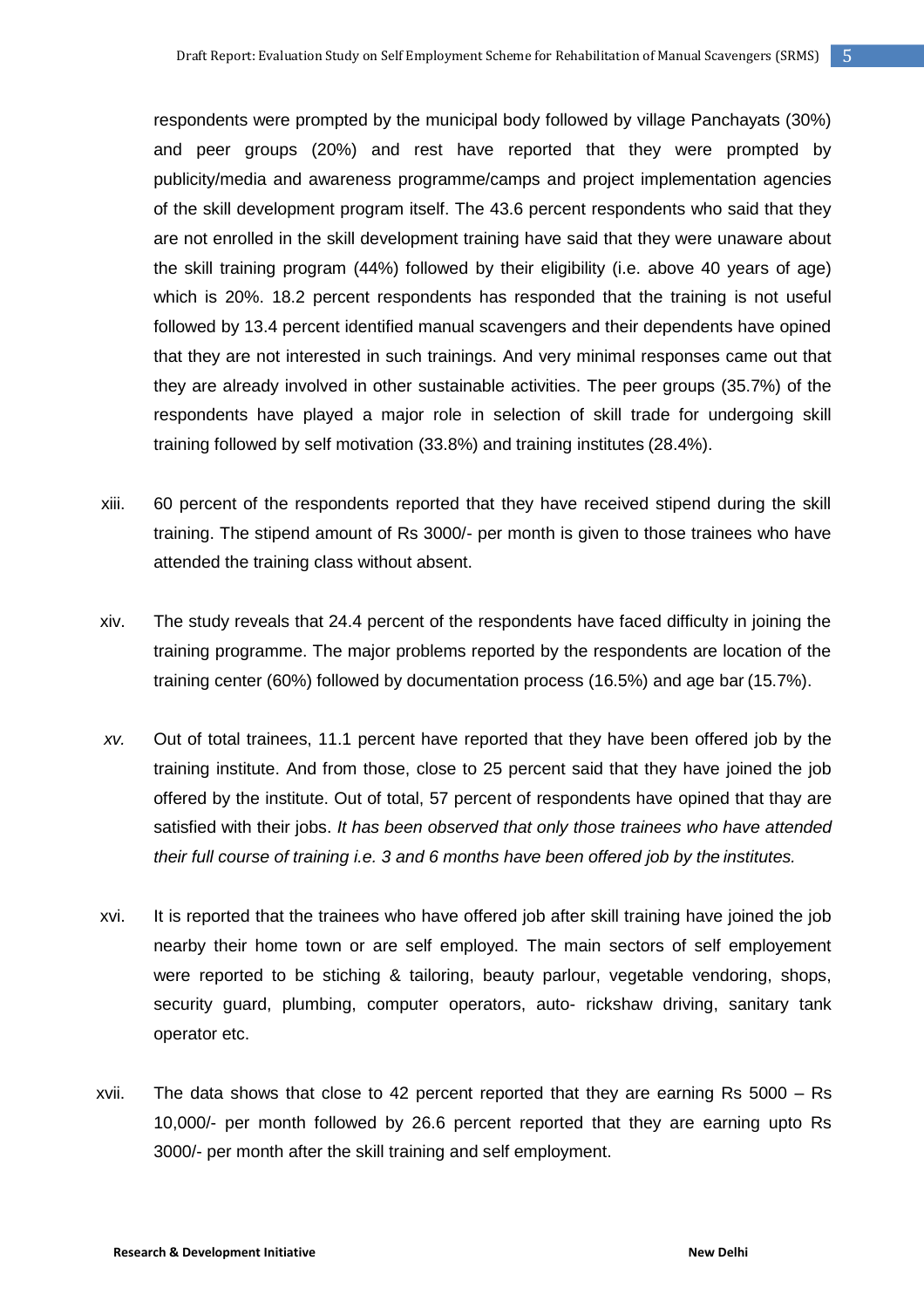respondents were prompted by the municipal body followed by village Panchayats (30%) and peer groups (20%) and rest have reported that they were prompted by publicity/media and awareness programme/camps and project implementation agencies of the skill development program itself. The 43.6 percent respondents who said that they are not enrolled in the skill development training have said that they were unaware about the skill training program (44%) followed by their eligibility (i.e. above 40 years of age) which is 20%. 18.2 percent respondents has responded that the training is not useful followed by 13.4 percent identified manual scavengers and their dependents have opined that they are not interested in such trainings. And very minimal responses came out that they are already involved in other sustainable activities. The peer groups (35.7%) of the respondents have played a major role in selection of skill trade for undergoing skill training followed by self motivation (33.8%) and training institutes (28.4%).

xiii. 60 percent of the respondents reported that they have received stipend during the skill training. The stipend amount of Rs 3000/- per month is given to those trainees who have attended the training class without absent.

xiv. The study reveals that 24.4 percent of the respondents have faced difficulty in joining the training programme. The major problems reported by the respondents are location of the training center (60%) followed by documentation process (16.5%) and age bar (15.7%).

*xv.* Out of total trainees, 11.1 percent have reported that they have been offered job by the training institute. And from those, close to 25 percent said that they have joined the job offered by the institute. Out of total, 57 percent of respondents have opined that thay are satisfied with their jobs. *It has been observed that only those trainees who have attended their full course of training i.e. 3 and 6 months have been offered job by the institutes.*

xvi. It is reported that the trainees who have offered job after skill training have joined the job nearby their home town or are self employed. The main sectors of self employement were reported to be stiching & tailoring, beauty parlour, vegetable vendoring, shops, security guard, plumbing, computer operators, auto- rickshaw driving, sanitary tank operator etc.

xvii. The data shows that close to 42 percent reported that they are earning Rs 5000 – Rs 10,000/- per month followed by 26.6 percent reported that they are earning upto Rs 3000/- per month after the skill training and self employment.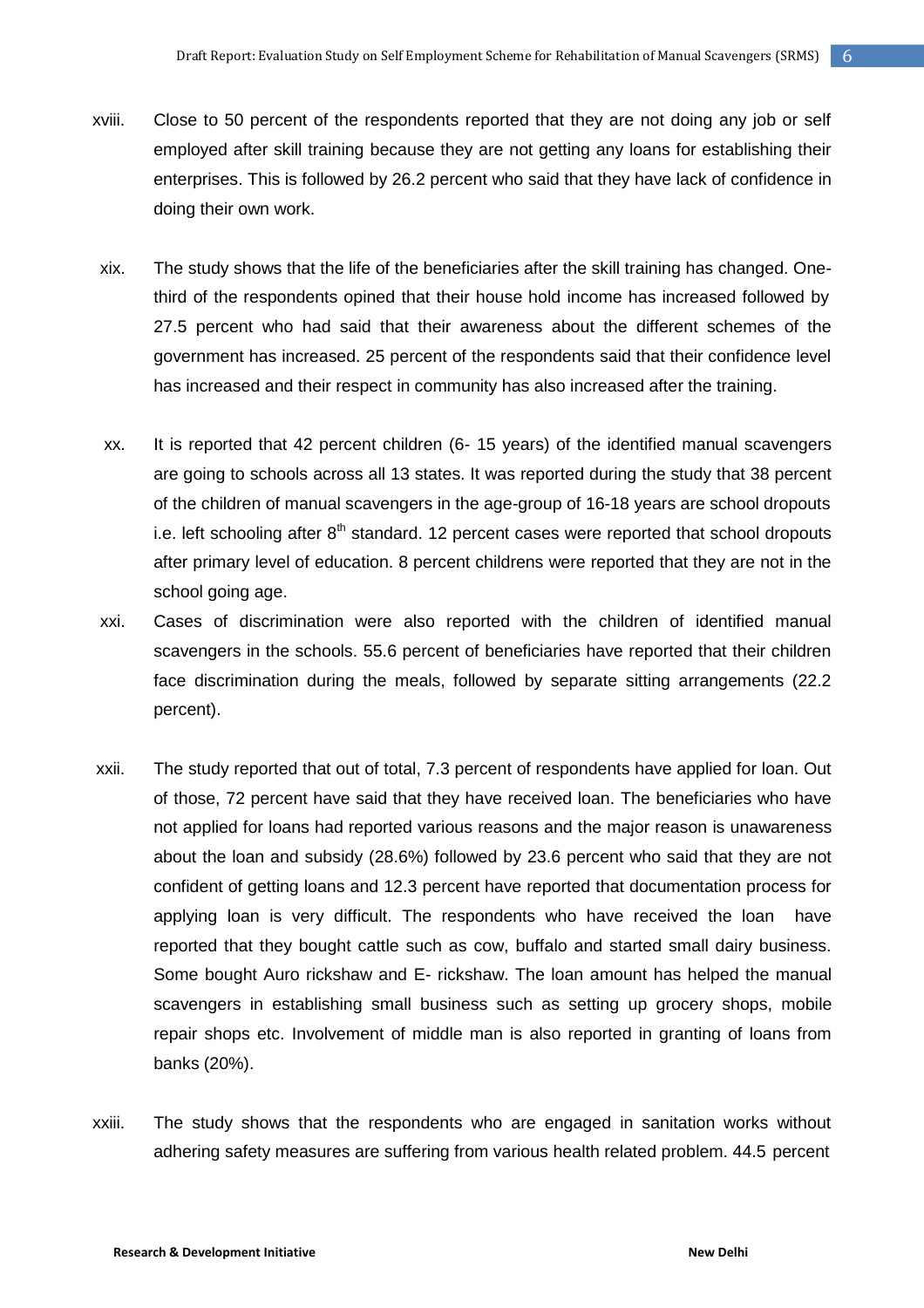xviii. Close to 50 percent of the respondents reported that they are not doing any job or self employed after skill training because they are not getting any loans for establishing their enterprises. This is followed by 26.2 percent who said that they have lack of confidence in doing their own work.

xix. The study shows that the life of the beneficiaries after the skill training has changed. One-third of the respondents opined that their house hold income has increased followed by 27.5 percent who had said that their awareness about the different schemes of the government has increased. 25 percent of the respondents said that their confidence level has increased and their respect in community has also increased after the training.

xx. It is reported that 42 percent children (6- 15 years) of the identified manual scavengers are going to schools across all 13 states. It was reported during the study that 38 percent of the children of manual scavengers in the age-group of 16-18 years are school dropouts i.e. left schooling after 8th standard. 12 percent cases were reported that school dropouts after primary level of education. 8 percent childrens were reported that they are not in the school going age.

xxi. Cases of discrimination were also reported with the children of identified manual scavengers in the schools. 55.6 percent of beneficiaries have reported that their children face discrimination during the meals, followed by separate sitting arrangements (22.2 percent).

xxii. The study reported that out of total, 7.3 percent of respondents have applied for loan. Out of those, 72 percent have said that they have received loan. The beneficiaries who have not applied for loans had reported various reasons and the major reason is unawareness about the loan and subsidy (28.6%) followed by 23.6 percent who said that they are not confident of getting loans and 12.3 percent have reported that documentation process for applying loan is very difficult. The respondents who have received the loan have reported that they bought cattle such as cow, buffalo and started small dairy business. Some bought Auro rickshaw and E- rickshaw. The loan amount has helped the manual scavengers in establishing small business such as setting up grocery shops, mobile repair shops etc. Involvement of middle man is also reported in granting of loans from banks (20%).

xxiii. The study shows that the respondents who are engaged in sanitation works without adhering safety measures are suffering from various health related problem. 44.5 percent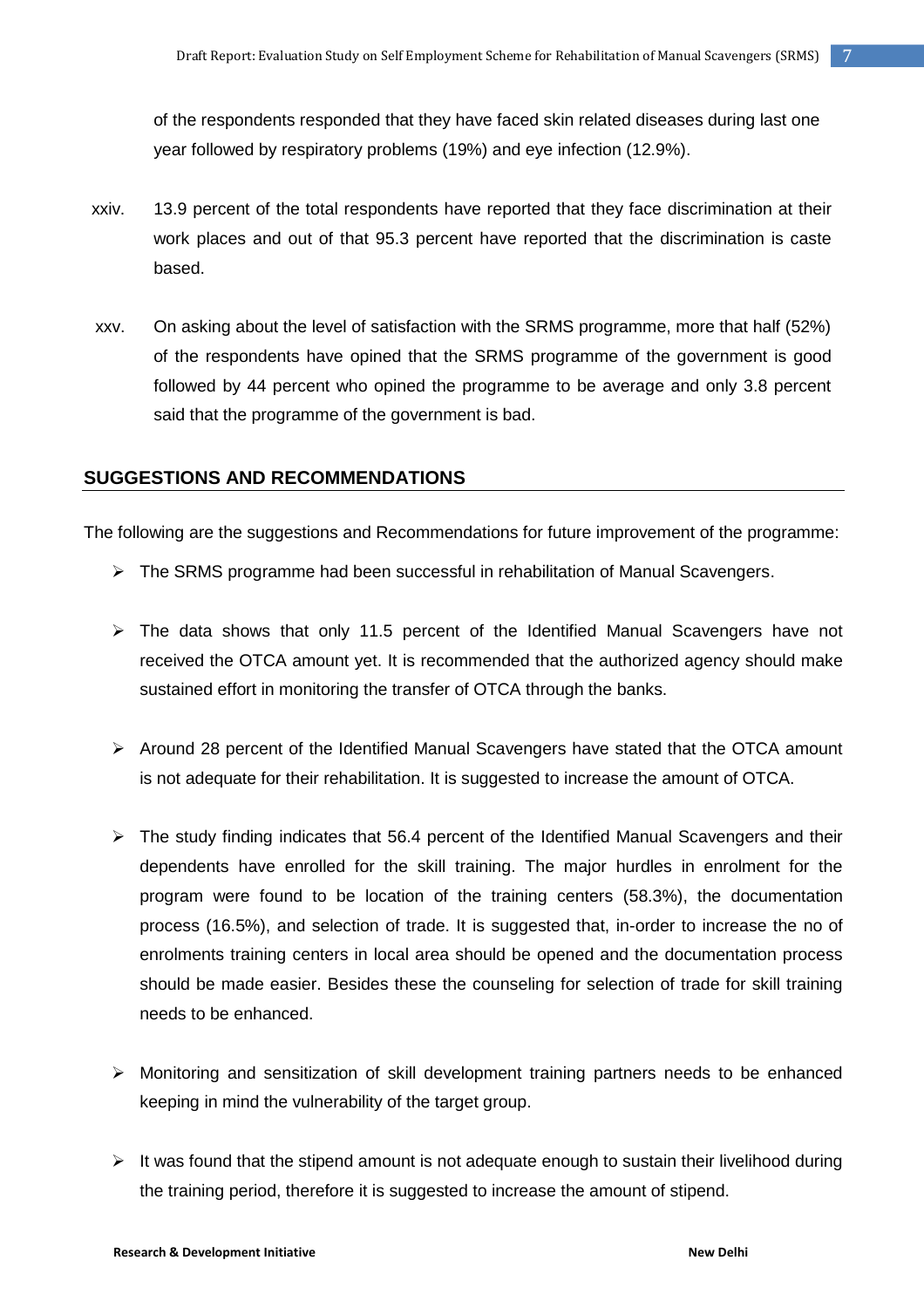of the respondents responded that they have faced skin related diseases during last one year followed by respiratory problems (19%) and eye infection (12.9%).

xxiv. 13.9 percent of the total respondents have reported that they face discrimination at their work places and out of that 95.3 percent have reported that the discrimination is caste based.

xxv. On asking about the level of satisfaction with the SRMS programme, more that half (52%) of the respondents have opined that the SRMS programme of the government is good followed by 44 percent who opined the programme to be average and only 3.8 percent said that the programme of the government is bad.

## SUGGESTIONS AND RECOMMENDATIONS

The following are the suggestions and Recommendations for future improvement of the programme:

- The SRMS programme had been successful in rehabilitation of Manual Scavengers.
- The data shows that only 11.5 percent of the Identified Manual Scavengers have not received the OTCA amount yet. It is recommended that the authorized agency should make sustained effort in monitoring the transfer of OTCA through the banks.
- Around 28 percent of the Identified Manual Scavengers have stated that the OTCA amount is not adequate for their rehabilitation. It is suggested to increase the amount of OTCA.
- The study finding indicates that 56.4 percent of the Identified Manual Scavengers and their dependents have enrolled for the skill training. The major hurdles in enrolment for the program were found to be location of the training centers (58.3%), the documentation process (16.5%), and selection of trade. It is suggested that, in-order to increase the no of enrolments training centers in local area should be opened and the documentation process should be made easier. Besides these the counseling for selection of trade for skill training needs to be enhanced.
- Monitoring and sensitization of skill development training partners needs to be enhanced keeping in mind the vulnerability of the target group.
- It was found that the stipend amount is not adequate enough to sustain their livelihood during the training period, therefore it is suggested to increase the amount of stipend.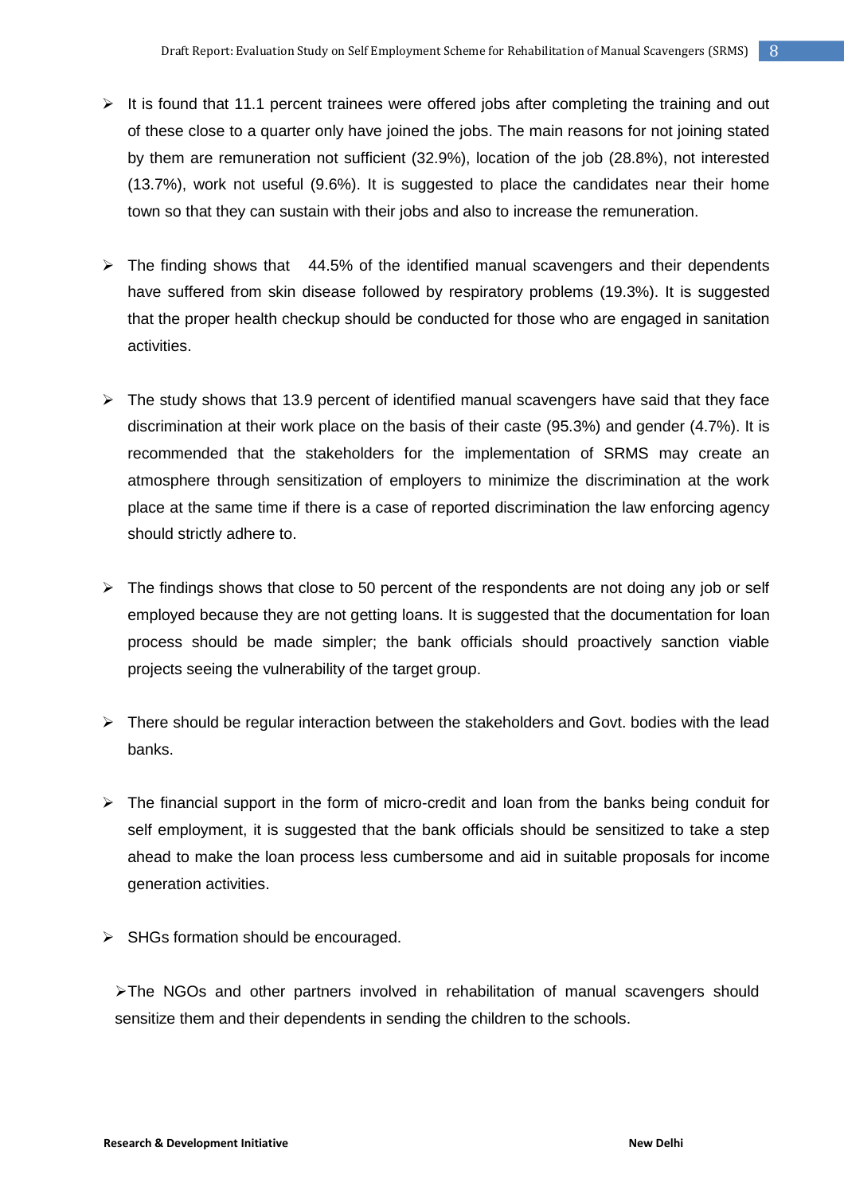- It is found that 11.1 percent trainees were offered jobs after completing the training and out of these close to a quarter only have joined the jobs. The main reasons for not joining stated by them are remuneration not sufficient (32.9%), location of the job (28.8%), not interested (13.7%), work not useful (9.6%). It is suggested to place the candidates near their home town so that they can sustain with their jobs and also to increase the remuneration.

- The finding shows that 44.5% of the identified manual scavengers and their dependents have suffered from skin disease followed by respiratory problems (19.3%). It is suggested that the proper health checkup should be conducted for those who are engaged in sanitation activities.

- The study shows that 13.9 percent of identified manual scavengers have said that they face discrimination at their work place on the basis of their caste (95.3%) and gender (4.7%). It is recommended that the stakeholders for the implementation of SRMS may create an atmosphere through sensitization of employers to minimize the discrimination at the work place at the same time if there is a case of reported discrimination the law enforcing agency should strictly adhere to.

- The findings shows that close to 50 percent of the respondents are not doing any job or self employed because they are not getting loans. It is suggested that the documentation for loan process should be made simpler; the bank officials should proactively sanction viable projects seeing the vulnerability of the target group.

- There should be regular interaction between the stakeholders and Govt. bodies with the lead banks.

- The financial support in the form of micro-credit and loan from the banks being conduit for self employment, it is suggested that the bank officials should be sensitized to take a step ahead to make the loan process less cumbersome and aid in suitable proposals for income generation activities.

- SHGs formation should be encouraged.

- The NGOs and other partners involved in rehabilitation of manual scavengers should sensitize them and their dependents in sending the children to the schools.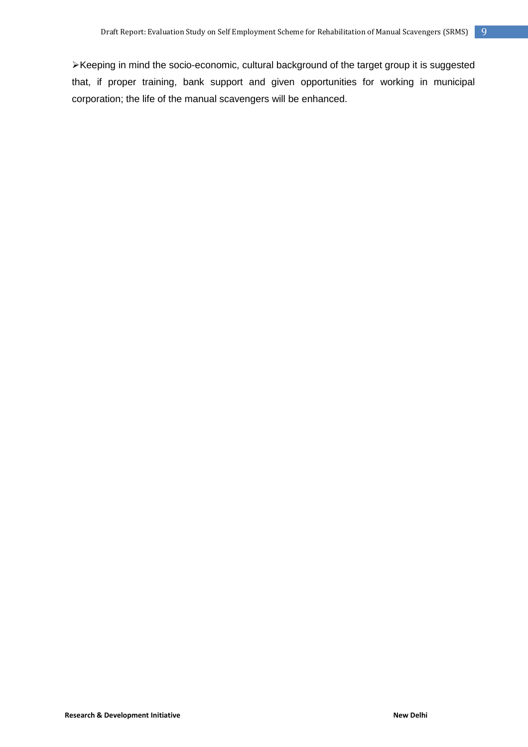- Keeping in mind the socio-economic, cultural background of the target group it is suggested that, if proper training, bank support and given opportunities for working in municipal corporation; the life of the manual scavengers will be enhanced.